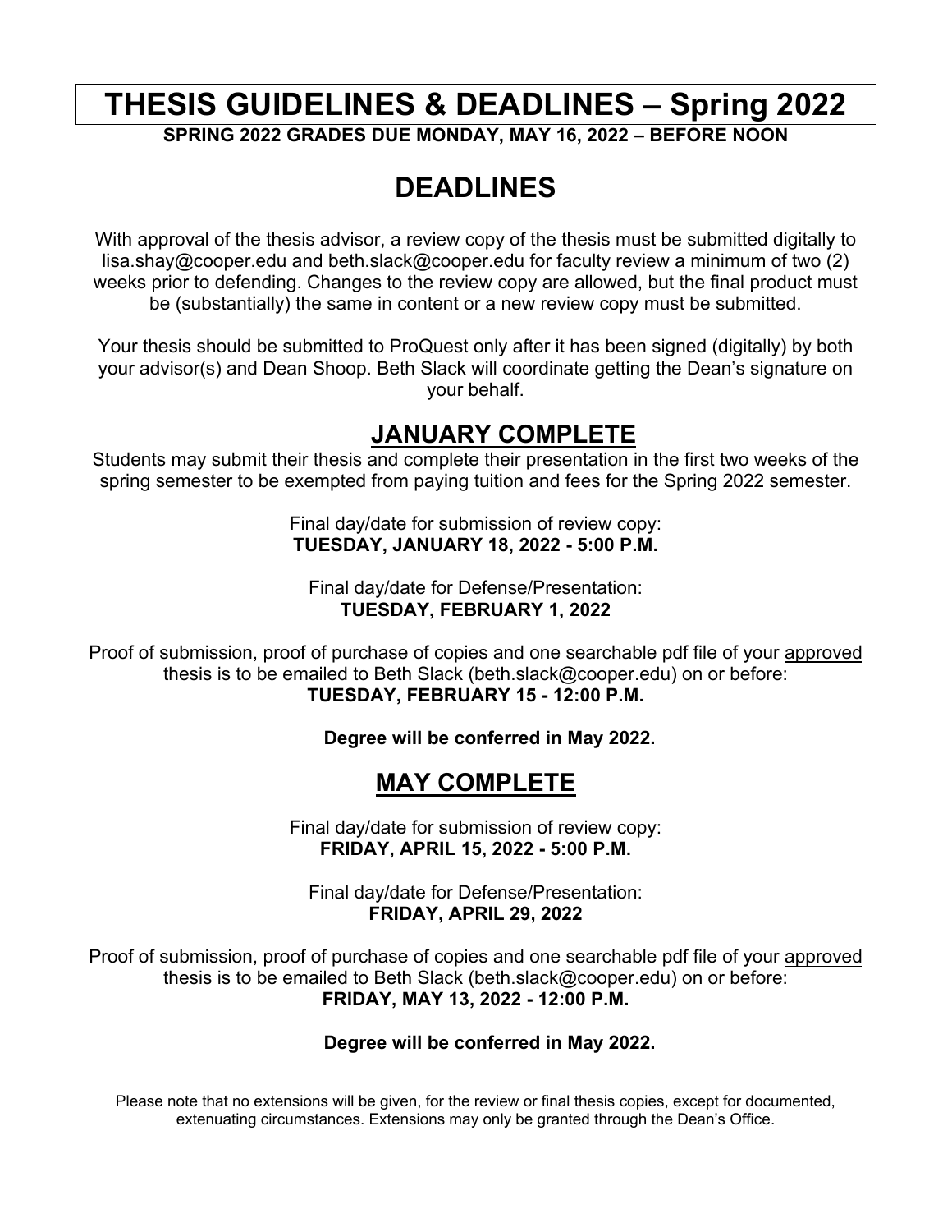# THESIS GUIDELINES & DEADLINES – Spring 2022

**SPRING 2022 GRADES DUE MONDAY, MAY 16, 2022 – BEFORE NOON**

## DEADLINES

With approval of the thesis advisor, a review copy of the thesis must be submitted digitally to lisa.shay@cooper.edu and beth.slack@cooper.edu for faculty review a minimum of two (2) weeks prior to defending. Changes to the review copy are allowed, but the final product must be (substantially) the same in content or a new review copy must be submitted.

Your thesis should be submitted to ProQuest only after it has been signed (digitally) by both your advisor(s) and Dean Shoop. Beth Slack will coordinate getting the Dean's signature on your behalf.

### JANUARY COMPLETE

Students may submit their thesis and complete their presentation in the first two weeks of the spring semester to be exempted from paying tuition and fees for the Spring 2022 semester.

Final day/date for submission of review copy:
**TUESDAY, JANUARY 18, 2022 - 5:00 P.M.**

Final day/date for Defense/Presentation:
**TUESDAY, FEBRUARY 1, 2022**

Proof of submission, proof of purchase of copies and one searchable pdf file of your approved thesis is to be emailed to Beth Slack (beth.slack@cooper.edu) on or before:
**TUESDAY, FEBRUARY 15 - 12:00 P.M.**

**Degree will be conferred in May 2022.**

### MAY COMPLETE

Final day/date for submission of review copy:
**FRIDAY, APRIL 15, 2022 - 5:00 P.M.**

Final day/date for Defense/Presentation:
**FRIDAY, APRIL 29, 2022**

Proof of submission, proof of purchase of copies and one searchable pdf file of your approved thesis is to be emailed to Beth Slack (beth.slack@cooper.edu) on or before:
**FRIDAY, MAY 13, 2022 - 12:00 P.M.**

**Degree will be conferred in May 2022.**

Please note that no extensions will be given, for the review or final thesis copies, except for documented, extenuating circumstances. Extensions may only be granted through the Dean's Office.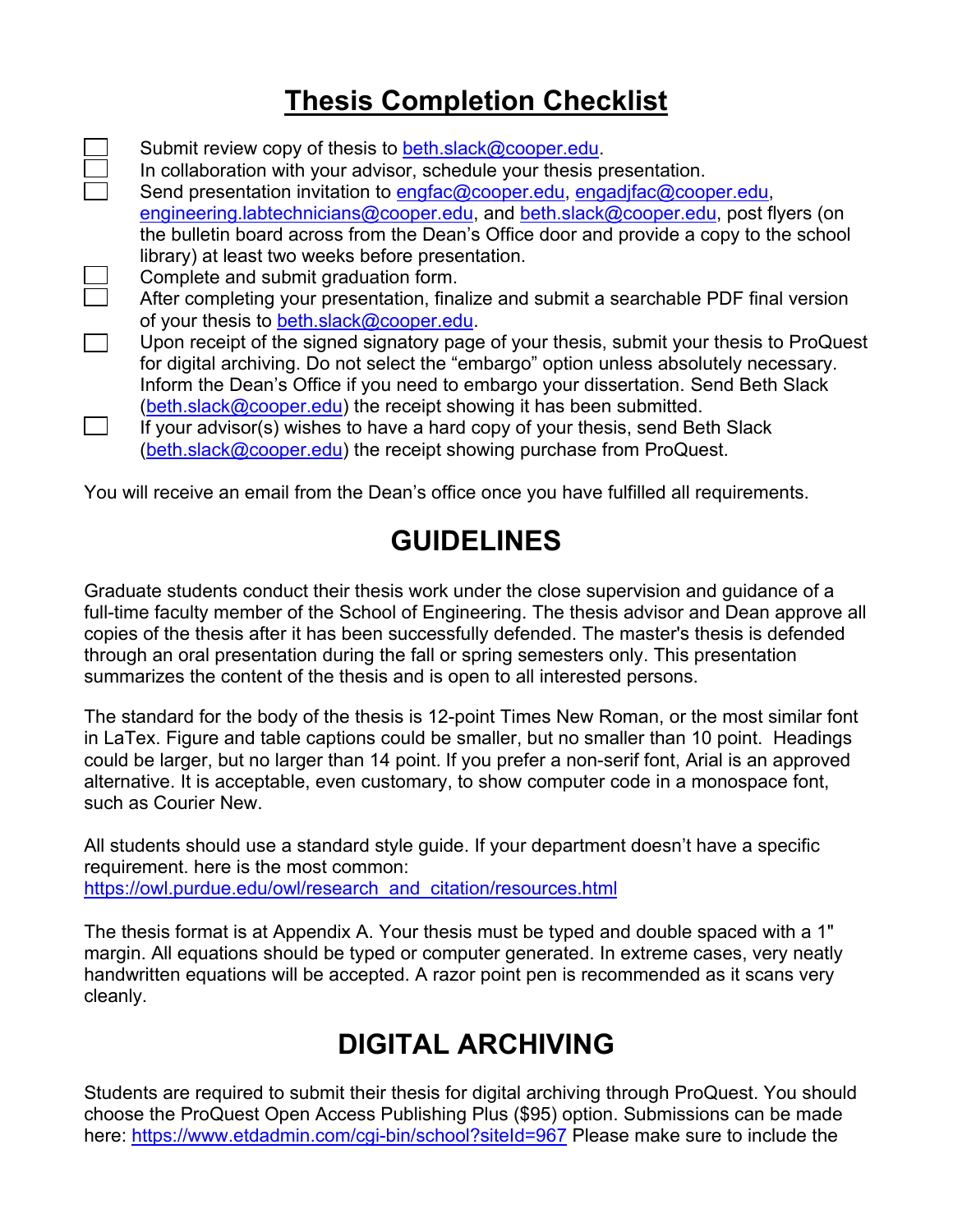# Thesis Completion Checklist

- [ ] Submit review copy of thesis to beth.slack@cooper.edu.
- [ ] In collaboration with your advisor, schedule your thesis presentation.
- [ ] Send presentation invitation to engfac@cooper.edu, engadjfac@cooper.edu, engineering.labtechnicians@cooper.edu, and beth.slack@cooper.edu, post flyers (on the bulletin board across from the Dean's Office door and provide a copy to the school library) at least two weeks before presentation.
- [ ] Complete and submit graduation form.
- [ ] After completing your presentation, finalize and submit a searchable PDF final version of your thesis to beth.slack@cooper.edu.
- [ ] Upon receipt of the signed signatory page of your thesis, submit your thesis to ProQuest for digital archiving. Do not select the "embargo" option unless absolutely necessary. Inform the Dean's Office if you need to embargo your dissertation. Send Beth Slack (beth.slack@cooper.edu) the receipt showing it has been submitted.
- [ ] If your advisor(s) wishes to have a hard copy of your thesis, send Beth Slack (beth.slack@cooper.edu) the receipt showing purchase from ProQuest.

You will receive an email from the Dean's office once you have fulfilled all requirements.

## GUIDELINES

Graduate students conduct their thesis work under the close supervision and guidance of a full-time faculty member of the School of Engineering. The thesis advisor and Dean approve all copies of the thesis after it has been successfully defended. The master's thesis is defended through an oral presentation during the fall or spring semesters only. This presentation summarizes the content of the thesis and is open to all interested persons.

The standard for the body of the thesis is 12-point Times New Roman, or the most similar font in LaTex. Figure and table captions could be smaller, but no smaller than 10 point. Headings could be larger, but no larger than 14 point. If you prefer a non-serif font, Arial is an approved alternative. It is acceptable, even customary, to show computer code in a monospace font, such as Courier New.

All students should use a standard style guide. If your department doesn't have a specific requirement. here is the most common:
https://owl.purdue.edu/owl/research_and_citation/resources.html

The thesis format is at Appendix A. Your thesis must be typed and double spaced with a 1" margin. All equations should be typed or computer generated. In extreme cases, very neatly handwritten equations will be accepted. A razor point pen is recommended as it scans very cleanly.

## DIGITAL ARCHIVING

Students are required to submit their thesis for digital archiving through ProQuest. You should choose the ProQuest Open Access Publishing Plus ($95) option. Submissions can be made here: https://www.etdadmin.com/cgi-bin/school?siteId=967 Please make sure to include the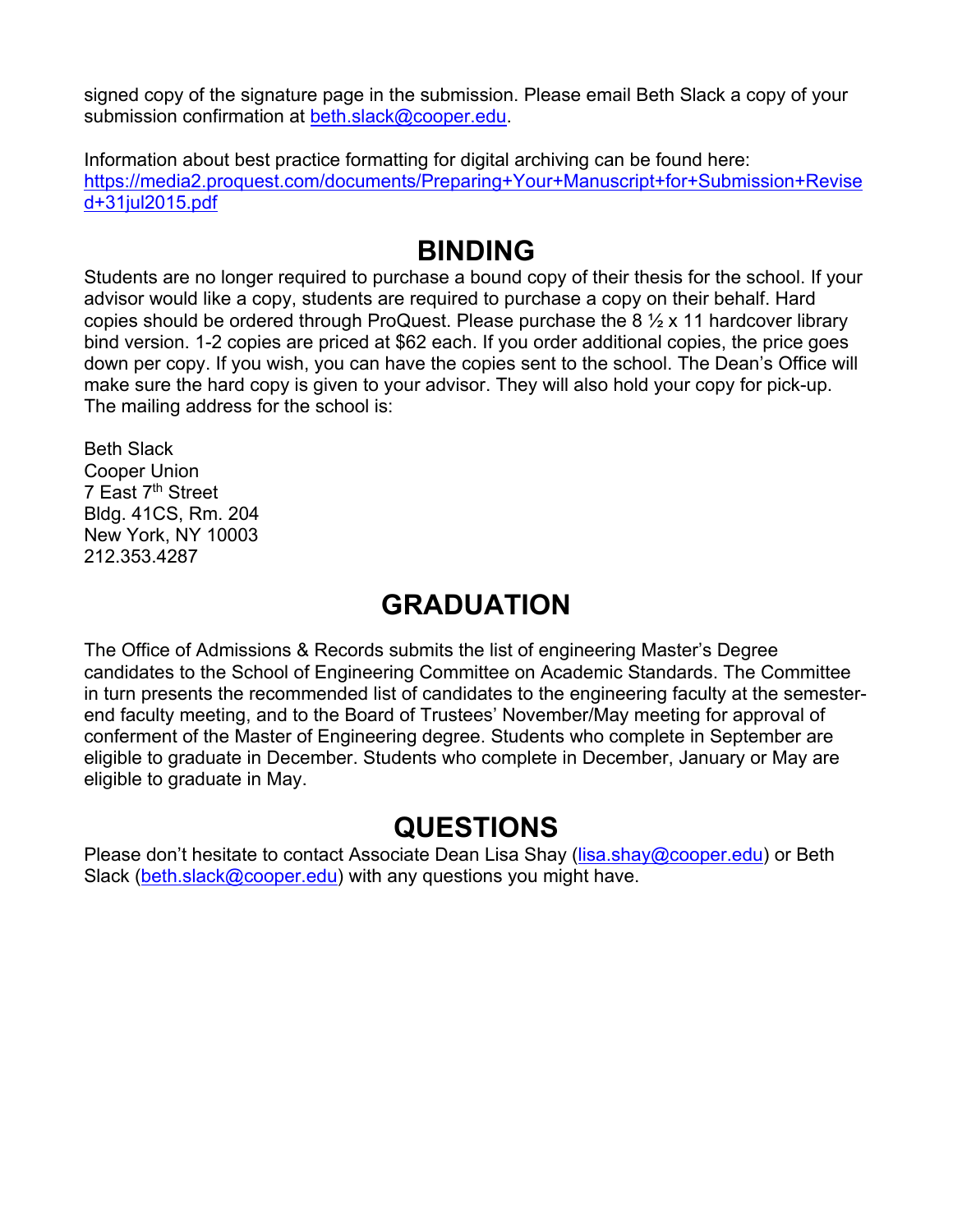signed copy of the signature page in the submission. Please email Beth Slack a copy of your submission confirmation at beth.slack@cooper.edu.

Information about best practice formatting for digital archiving can be found here: https://media2.proquest.com/documents/Preparing+Your+Manuscript+for+Submission+Revised+31jul2015.pdf

# BINDING

Students are no longer required to purchase a bound copy of their thesis for the school. If your advisor would like a copy, students are required to purchase a copy on their behalf. Hard copies should be ordered through ProQuest. Please purchase the 8 ½ x 11 hardcover library bind version. 1-2 copies are priced at $62 each. If you order additional copies, the price goes down per copy. If you wish, you can have the copies sent to the school. The Dean's Office will make sure the hard copy is given to your advisor. They will also hold your copy for pick-up. The mailing address for the school is:

Beth Slack
Cooper Union
7 East 7th Street
Bldg. 41CS, Rm. 204
New York, NY 10003
212.353.4287

# GRADUATION

The Office of Admissions & Records submits the list of engineering Master's Degree candidates to the School of Engineering Committee on Academic Standards. The Committee in turn presents the recommended list of candidates to the engineering faculty at the semester-end faculty meeting, and to the Board of Trustees' November/May meeting for approval of conferment of the Master of Engineering degree. Students who complete in September are eligible to graduate in December. Students who complete in December, January or May are eligible to graduate in May.

# QUESTIONS

Please don't hesitate to contact Associate Dean Lisa Shay (lisa.shay@cooper.edu) or Beth Slack (beth.slack@cooper.edu) with any questions you might have.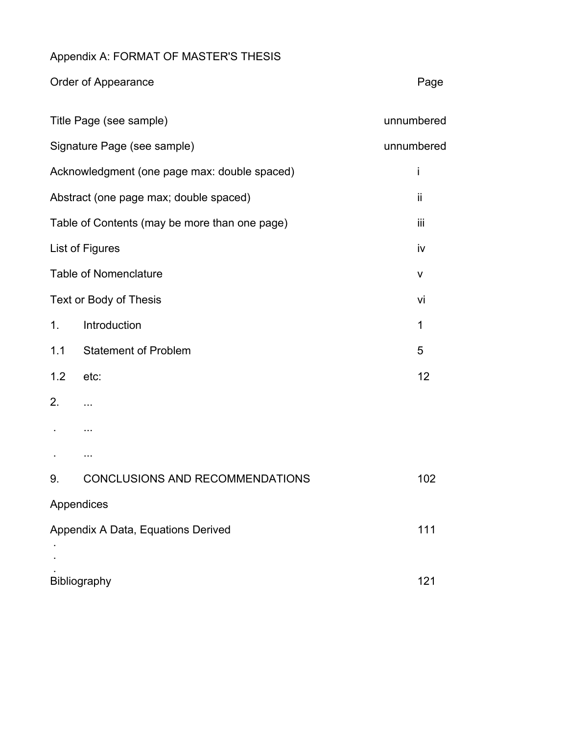Appendix A: FORMAT OF MASTER'S THESIS

| Order of Appearance | | Page |
|---|---|---|
| Title Page (see sample) | | unnumbered |
| Signature Page (see sample) | | unnumbered |
| Acknowledgment (one page max: double spaced) | | i |
| Abstract (one page max; double spaced) | | ii |
| Table of Contents (may be more than one page) | | iii |
| List of Figures | | iv |
| Table of Nomenclature | | v |
| Text or Body of Thesis | | vi |
| 1. | Introduction | 1 |
| 1.1 | Statement of Problem | 5 |
| 1.2 | etc: | 12 |
| 2. | ... | |
| . | ... | |
| . | ... | |
| 9. | CONCLUSIONS AND RECOMMENDATIONS | 102 |
| Appendices | | |
| Appendix A Data, Equations Derived | | 111 |
| . | | |
| . | | |
| . | | |
| Bibliography | | 121 |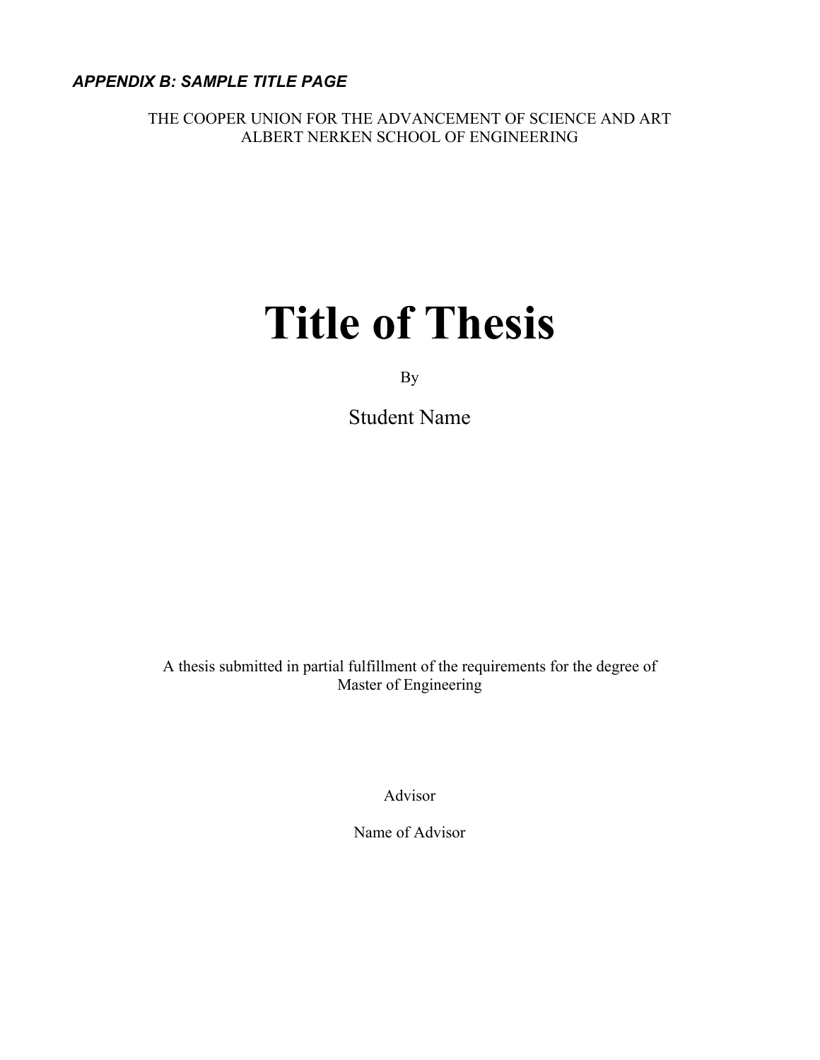***APPENDIX B: SAMPLE TITLE PAGE***

THE COOPER UNION FOR THE ADVANCEMENT OF SCIENCE AND ART
ALBERT NERKEN SCHOOL OF ENGINEERING

# Title of Thesis

By

Student Name

A thesis submitted in partial fulfillment of the requirements for the degree of
Master of Engineering

Advisor

Name of Advisor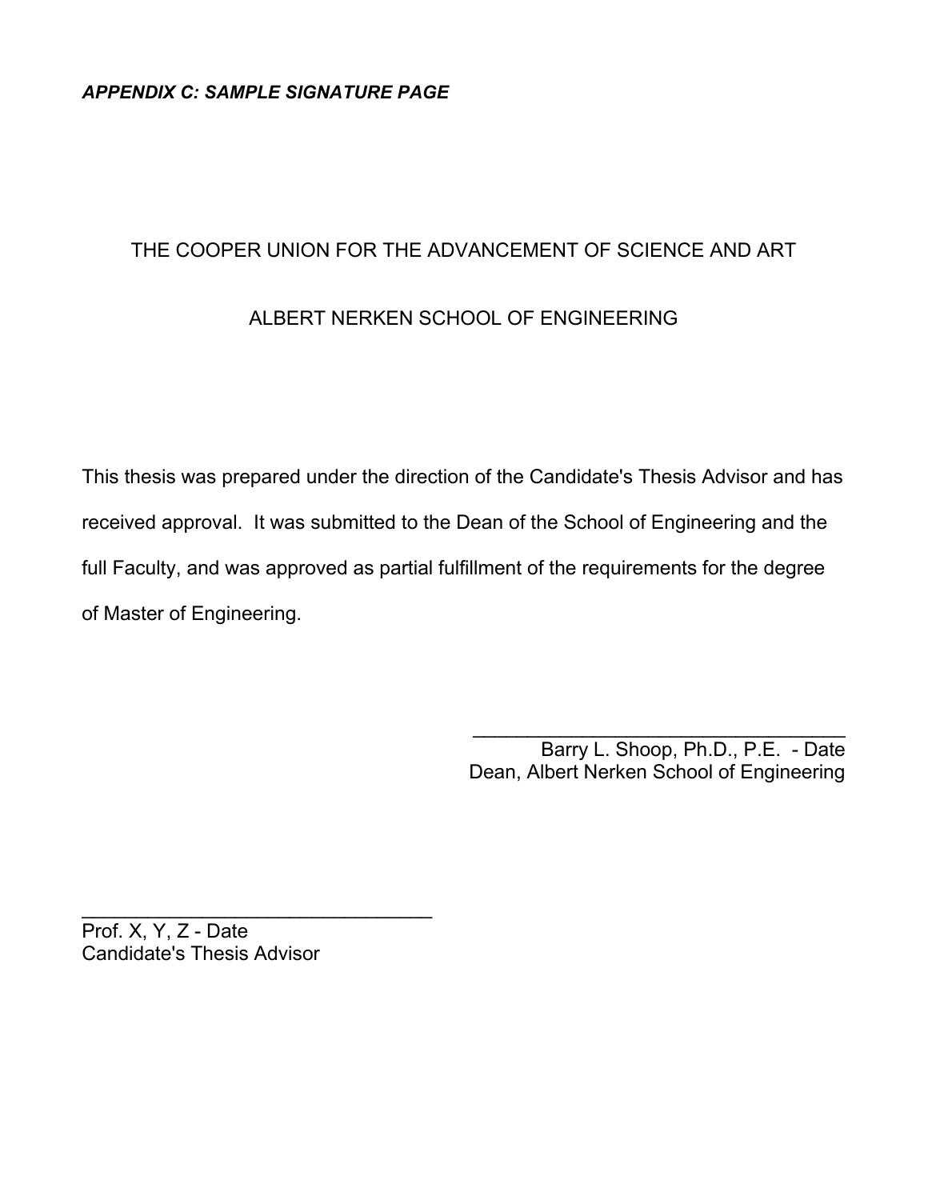***APPENDIX C: SAMPLE SIGNATURE PAGE***

THE COOPER UNION FOR THE ADVANCEMENT OF SCIENCE AND ART

ALBERT NERKEN SCHOOL OF ENGINEERING

This thesis was prepared under the direction of the Candidate's Thesis Advisor and has received approval. It was submitted to the Dean of the School of Engineering and the full Faculty, and was approved as partial fulfillment of the requirements for the degree of Master of Engineering.

\_\_\_\_\_\_\_\_\_\_\_\_\_\_\_\_\_\_\_\_\_\_\_\_\_\_\_\_\_\_\_\_\_\_\_\_
Barry L. Shoop, Ph.D., P.E. - Date
Dean, Albert Nerken School of Engineering

\_\_\_\_\_\_\_\_\_\_\_\_\_\_\_\_\_\_\_\_\_\_\_\_\_\_\_\_\_\_\_\_\_\_
Prof. X, Y, Z - Date
Candidate's Thesis Advisor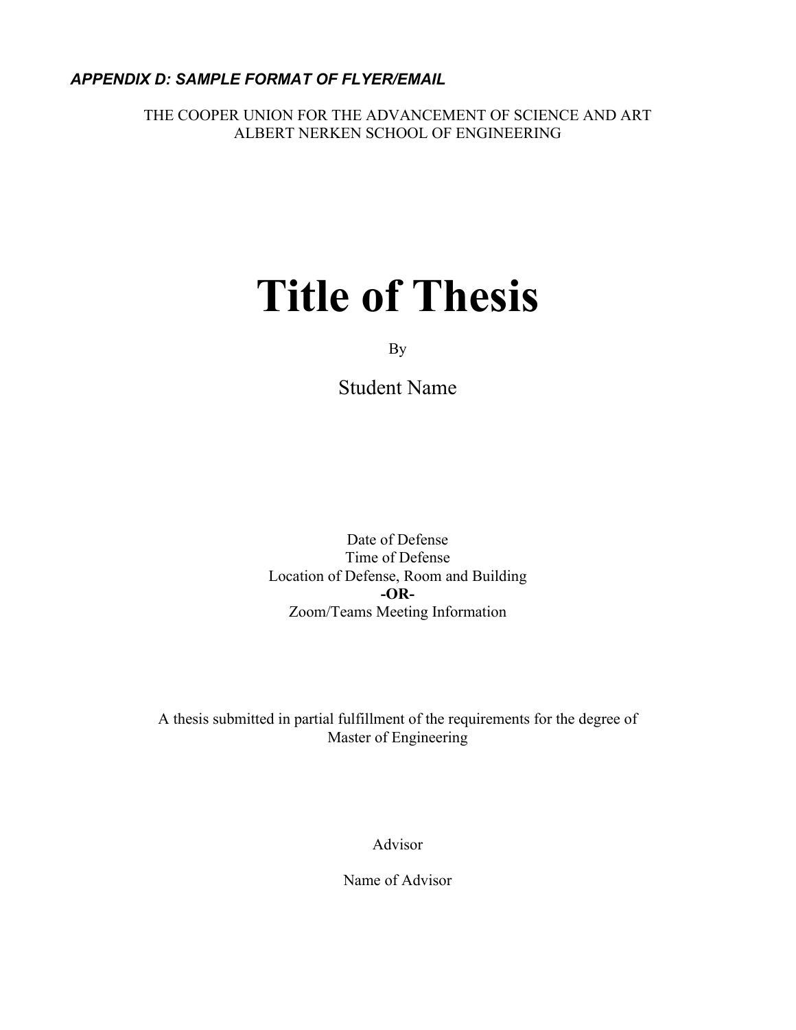***APPENDIX D: SAMPLE FORMAT OF FLYER/EMAIL***

THE COOPER UNION FOR THE ADVANCEMENT OF SCIENCE AND ART
ALBERT NERKEN SCHOOL OF ENGINEERING

# Title of Thesis

By

Student Name

Date of Defense
Time of Defense
Location of Defense, Room and Building
**-OR-**
Zoom/Teams Meeting Information

A thesis submitted in partial fulfillment of the requirements for the degree of
Master of Engineering

Advisor

Name of Advisor